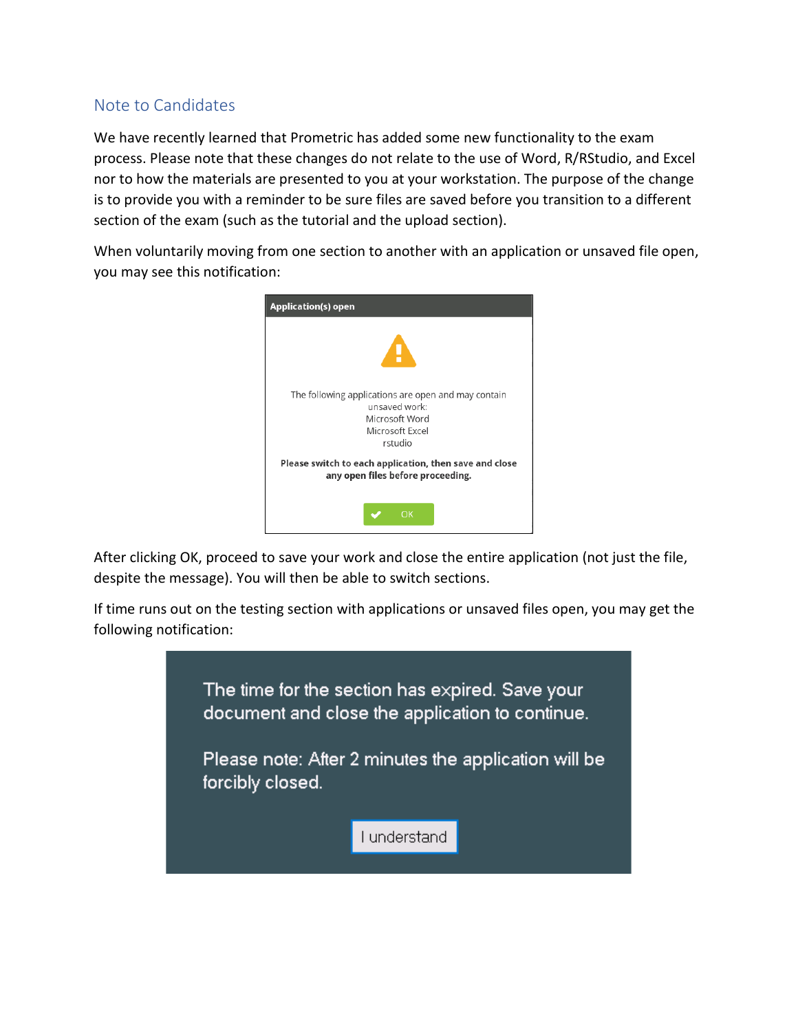## Note to Candidates

We have recently learned that Prometric has added some new functionality to the exam process. Please note that these changes do not relate to the use of Word, R/RStudio, and Excel nor to how the materials are presented to you at your workstation. The purpose of the change is to provide you with a reminder to be sure files are saved before you transition to a different section of the exam (such as the tutorial and the upload section).

When voluntarily moving from one section to another with an application or unsaved file open, you may see this notification:

**Application(s) open**

The following applications are open and may contain unsaved work:
Microsoft Word
Microsoft Excel
rstudio

**Please switch to each application, then save and close any open files before proceeding.**

OK

After clicking OK, proceed to save your work and close the entire application (not just the file, despite the message). You will then be able to switch sections.

If time runs out on the testing section with applications or unsaved files open, you may get the following notification:

The time for the section has expired. Save your document and close the application to continue.

Please note: After 2 minutes the application will be forcibly closed.

I understand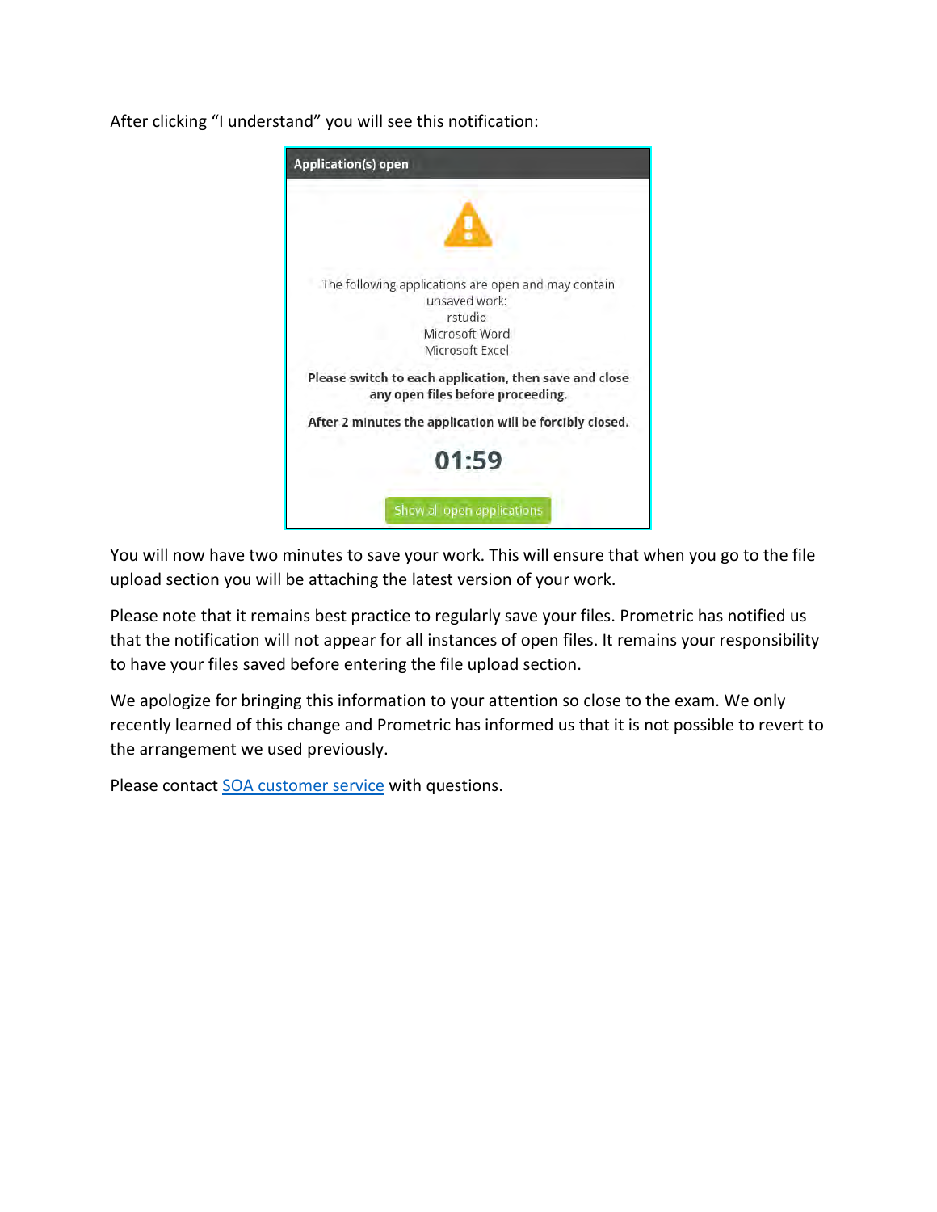After clicking "I understand" you will see this notification:

**Application(s) open**

The following applications are open and may contain unsaved work:
rstudio
Microsoft Word
Microsoft Excel

**Please switch to each application, then save and close any open files before proceeding.**

**After 2 minutes the application will be forcibly closed.**

**01:59**

Show all open applications

You will now have two minutes to save your work. This will ensure that when you go to the file upload section you will be attaching the latest version of your work.

Please note that it remains best practice to regularly save your files. Prometric has notified us that the notification will not appear for all instances of open files. It remains your responsibility to have your files saved before entering the file upload section.

We apologize for bringing this information to your attention so close to the exam. We only recently learned of this change and Prometric has informed us that it is not possible to revert to the arrangement we used previously.

Please contact SOA customer service with questions.